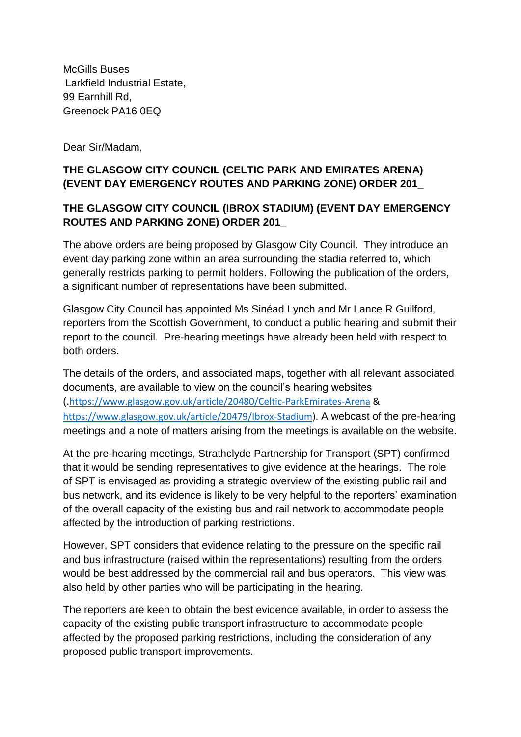McGills Buses
Larkfield Industrial Estate,
99 Earnhill Rd,
Greenock PA16 0EQ

Dear Sir/Madam,

**THE GLASGOW CITY COUNCIL (CELTIC PARK AND EMIRATES ARENA) (EVENT DAY EMERGENCY ROUTES AND PARKING ZONE) ORDER 201_**

**THE GLASGOW CITY COUNCIL (IBROX STADIUM) (EVENT DAY EMERGENCY ROUTES AND PARKING ZONE) ORDER 201_**

The above orders are being proposed by Glasgow City Council. They introduce an event day parking zone within an area surrounding the stadia referred to, which generally restricts parking to permit holders. Following the publication of the orders, a significant number of representations have been submitted.

Glasgow City Council has appointed Ms Sinéad Lynch and Mr Lance R Guilford, reporters from the Scottish Government, to conduct a public hearing and submit their report to the council. Pre-hearing meetings have already been held with respect to both orders.

The details of the orders, and associated maps, together with all relevant associated documents, are available to view on the council's hearing websites (.https://www.glasgow.gov.uk/article/20480/Celtic-ParkEmirates-Arena & https://www.glasgow.gov.uk/article/20479/Ibrox-Stadium). A webcast of the pre-hearing meetings and a note of matters arising from the meetings is available on the website.

At the pre-hearing meetings, Strathclyde Partnership for Transport (SPT) confirmed that it would be sending representatives to give evidence at the hearings. The role of SPT is envisaged as providing a strategic overview of the existing public rail and bus network, and its evidence is likely to be very helpful to the reporters' examination of the overall capacity of the existing bus and rail network to accommodate people affected by the introduction of parking restrictions.

However, SPT considers that evidence relating to the pressure on the specific rail and bus infrastructure (raised within the representations) resulting from the orders would be best addressed by the commercial rail and bus operators. This view was also held by other parties who will be participating in the hearing.

The reporters are keen to obtain the best evidence available, in order to assess the capacity of the existing public transport infrastructure to accommodate people affected by the proposed parking restrictions, including the consideration of any proposed public transport improvements.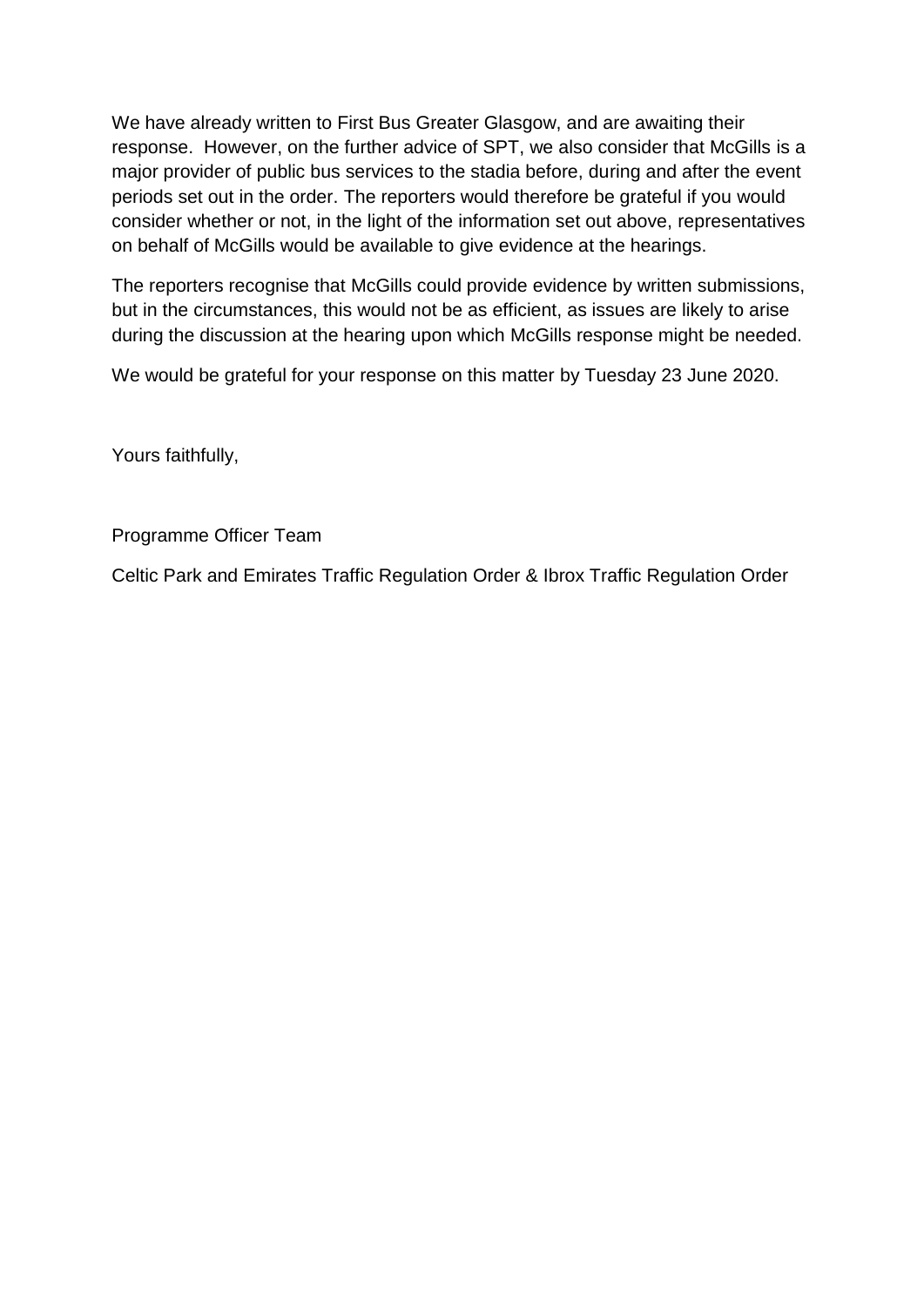We have already written to First Bus Greater Glasgow, and are awaiting their response. However, on the further advice of SPT, we also consider that McGills is a major provider of public bus services to the stadia before, during and after the event periods set out in the order. The reporters would therefore be grateful if you would consider whether or not, in the light of the information set out above, representatives on behalf of McGills would be available to give evidence at the hearings.

The reporters recognise that McGills could provide evidence by written submissions, but in the circumstances, this would not be as efficient, as issues are likely to arise during the discussion at the hearing upon which McGills response might be needed.

We would be grateful for your response on this matter by Tuesday 23 June 2020.

Yours faithfully,

Programme Officer Team

Celtic Park and Emirates Traffic Regulation Order & Ibrox Traffic Regulation Order